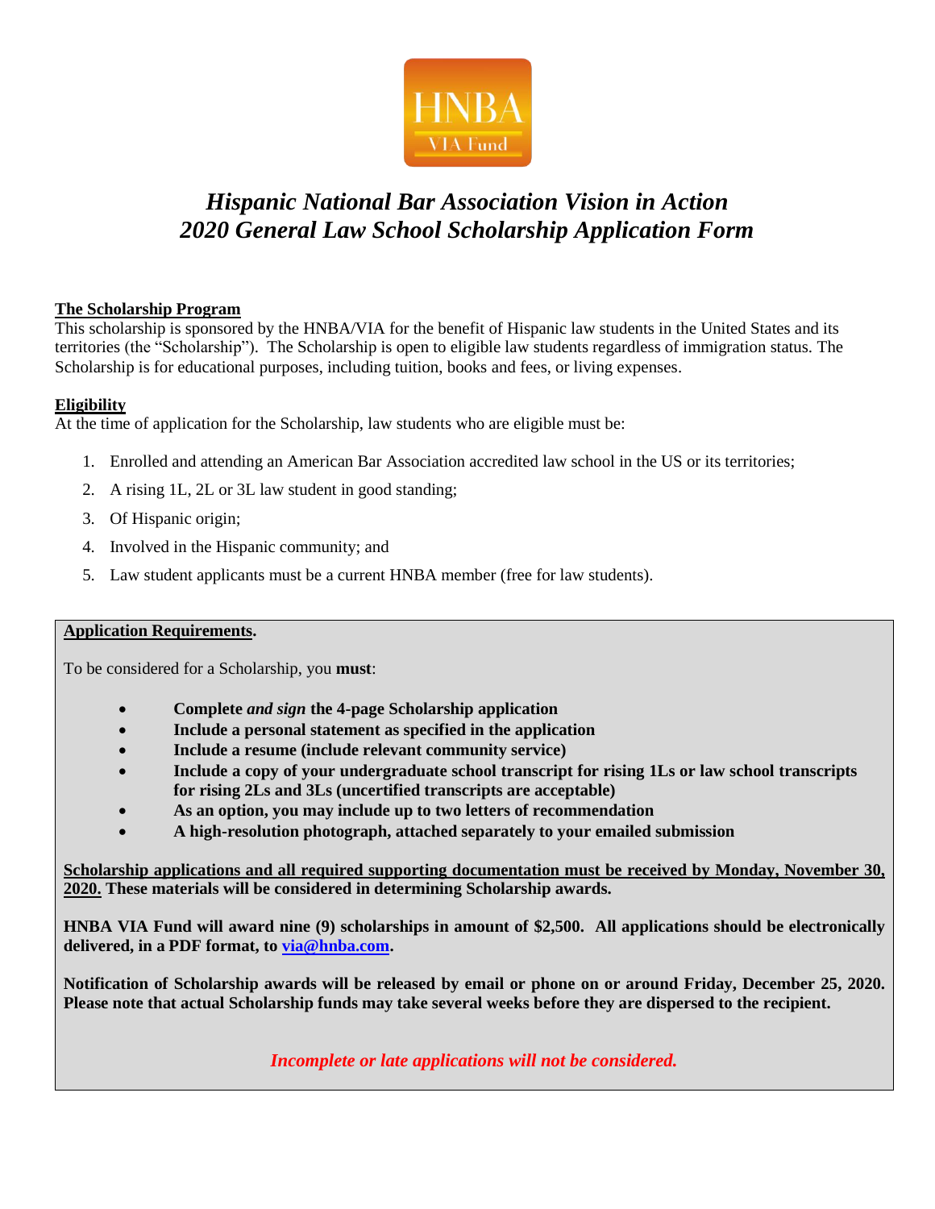# *Hispanic National Bar Association Vision in Action*
# *2020 General Law School Scholarship Application Form*

**<u>The Scholarship Program</u>**

This scholarship is sponsored by the HNBA/VIA for the benefit of Hispanic law students in the United States and its territories (the "Scholarship"). The Scholarship is open to eligible law students regardless of immigration status. The Scholarship is for educational purposes, including tuition, books and fees, or living expenses.

**<u>Eligibility</u>**

At the time of application for the Scholarship, law students who are eligible must be:

1. Enrolled and attending an American Bar Association accredited law school in the US or its territories;
2. A rising 1L, 2L or 3L law student in good standing;
3. Of Hispanic origin;
4. Involved in the Hispanic community; and
5. Law student applicants must be a current HNBA member (free for law students).

**<u>Application Requirements</u>.**

To be considered for a Scholarship, you **must**:

- **Complete *and sign* the 4-page Scholarship application**
- **Include a personal statement as specified in the application**
- **Include a resume (include relevant community service)**
- **Include a copy of your undergraduate school transcript for rising 1Ls or law school transcripts for rising 2Ls and 3Ls (uncertified transcripts are acceptable)**
- **As an option, you may include up to two letters of recommendation**
- **A high-resolution photograph, attached separately to your emailed submission**

**<u>Scholarship applications and all required supporting documentation must be received by Monday, November 30, 2020.</u> These materials will be considered in determining Scholarship awards.**

**HNBA VIA Fund will award nine (9) scholarships in amount of $2,500. All applications should be electronically delivered, in a PDF format, to [via@hnba.com](mailto:via@hnba.com).**

**Notification of Scholarship awards will be released by email or phone on or around Friday, December 25, 2020. Please note that actual Scholarship funds may take several weeks before they are dispersed to the recipient.**

***Incomplete or late applications will not be considered.***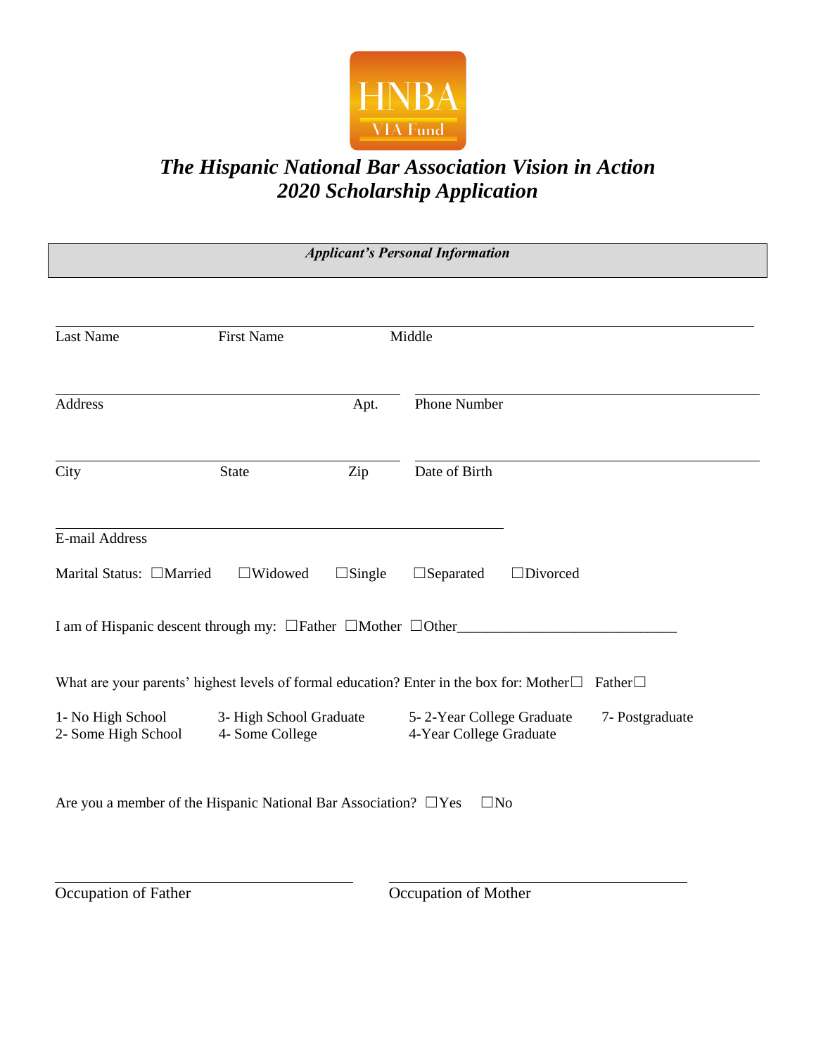HNBA
VIA Fund

# *The Hispanic National Bar Association Vision in Action*
# *2020 Scholarship Application*

***Applicant's Personal Information***

_______________________________________________________________

Last Name First Name Middle

_______________________________ _______________________________

Address Apt. Phone Number

_______________________________ _______________________________

City State Zip Date of Birth

_______________________________________________

E-mail Address

Marital Status: ☐Married ☐Widowed ☐Single ☐Separated ☐Divorced

I am of Hispanic descent through my: ☐Father ☐Mother ☐Other______________________________

What are your parents' highest levels of formal education? Enter in the box for: Mother☐ Father☐

1- No High School
2- Some High School
3- High School Graduate
4- Some College
5- 2-Year College Graduate
4-Year College Graduate
7- Postgraduate

Are you a member of the Hispanic National Bar Association? ☐Yes ☐No

_______________________________ _______________________________

Occupation of Father Occupation of Mother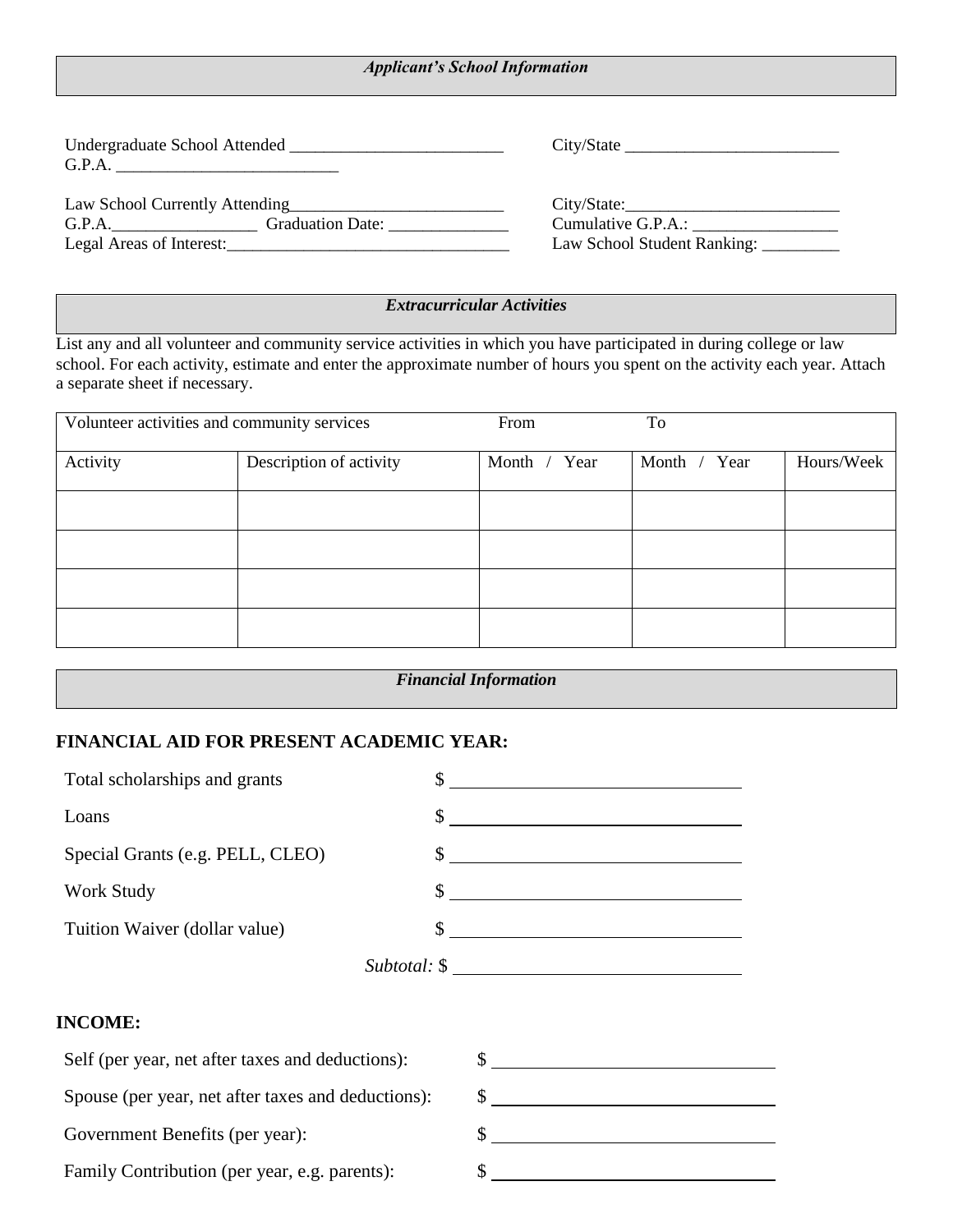### *Applicant's School Information*

Undergraduate School Attended \_\_\_\_\_\_\_\_\_\_\_\_\_\_\_\_\_\_\_\_\_\_\_\_\_\_ City/State \_\_\_\_\_\_\_\_\_\_\_\_\_\_\_\_\_\_\_\_\_\_\_\_\_\_
G.P.A. \_\_\_\_\_\_\_\_\_\_\_\_\_\_\_\_\_\_\_\_\_\_\_\_\_\_\_

Law School Currently Attending\_\_\_\_\_\_\_\_\_\_\_\_\_\_\_\_\_\_\_\_\_\_\_\_\_\_ City/State:\_\_\_\_\_\_\_\_\_\_\_\_\_\_\_\_\_\_\_\_\_\_\_\_\_\_
G.P.A.\_\_\_\_\_\_\_\_\_\_\_\_\_\_\_\_\_ Graduation Date: \_\_\_\_\_\_\_\_\_\_\_\_\_\_ Cumulative G.P.A.: \_\_\_\_\_\_\_\_\_\_\_\_\_\_\_\_\_
Legal Areas of Interest:\_\_\_\_\_\_\_\_\_\_\_\_\_\_\_\_\_\_\_\_\_\_\_\_\_\_\_\_\_\_\_\_\_\_ Law School Student Ranking: \_\_\_\_\_\_\_\_\_

### *Extracurricular Activities*

List any and all volunteer and community service activities in which you have participated in during college or law school. For each activity, estimate and enter the approximate number of hours you spent on the activity each year. Attach a separate sheet if necessary.

| Volunteer activities and community services | | From | To | |
|---|---|---|---|---|
| Activity | Description of activity | Month / Year | Month / Year | Hours/Week |
| | | | | |
| | | | | |
| | | | | |
| | | | | |

### *Financial Information*

**FINANCIAL AID FOR PRESENT ACADEMIC YEAR:**

Total scholarships and grants $ \_\_\_\_\_\_\_\_\_\_\_\_\_\_\_\_\_\_\_\_\_\_\_\_\_\_\_\_\_\_

Loans $ \_\_\_\_\_\_\_\_\_\_\_\_\_\_\_\_\_\_\_\_\_\_\_\_\_\_\_\_\_\_

Special Grants (e.g. PELL, CLEO) $ \_\_\_\_\_\_\_\_\_\_\_\_\_\_\_\_\_\_\_\_\_\_\_\_\_\_\_\_\_\_

Work Study $ \_\_\_\_\_\_\_\_\_\_\_\_\_\_\_\_\_\_\_\_\_\_\_\_\_\_\_\_\_\_

Tuition Waiver (dollar value) $ \_\_\_\_\_\_\_\_\_\_\_\_\_\_\_\_\_\_\_\_\_\_\_\_\_\_\_\_\_\_

*Subtotal:* $ \_\_\_\_\_\_\_\_\_\_\_\_\_\_\_\_\_\_\_\_\_\_\_\_\_\_\_\_\_\_

**INCOME:**

Self (per year, net after taxes and deductions): $ \_\_\_\_\_\_\_\_\_\_\_\_\_\_\_\_\_\_\_\_\_\_\_\_\_\_\_\_\_\_

Spouse (per year, net after taxes and deductions): $ \_\_\_\_\_\_\_\_\_\_\_\_\_\_\_\_\_\_\_\_\_\_\_\_\_\_\_\_\_\_

Government Benefits (per year): $ \_\_\_\_\_\_\_\_\_\_\_\_\_\_\_\_\_\_\_\_\_\_\_\_\_\_\_\_\_\_

Family Contribution (per year, e.g. parents): $ \_\_\_\_\_\_\_\_\_\_\_\_\_\_\_\_\_\_\_\_\_\_\_\_\_\_\_\_\_\_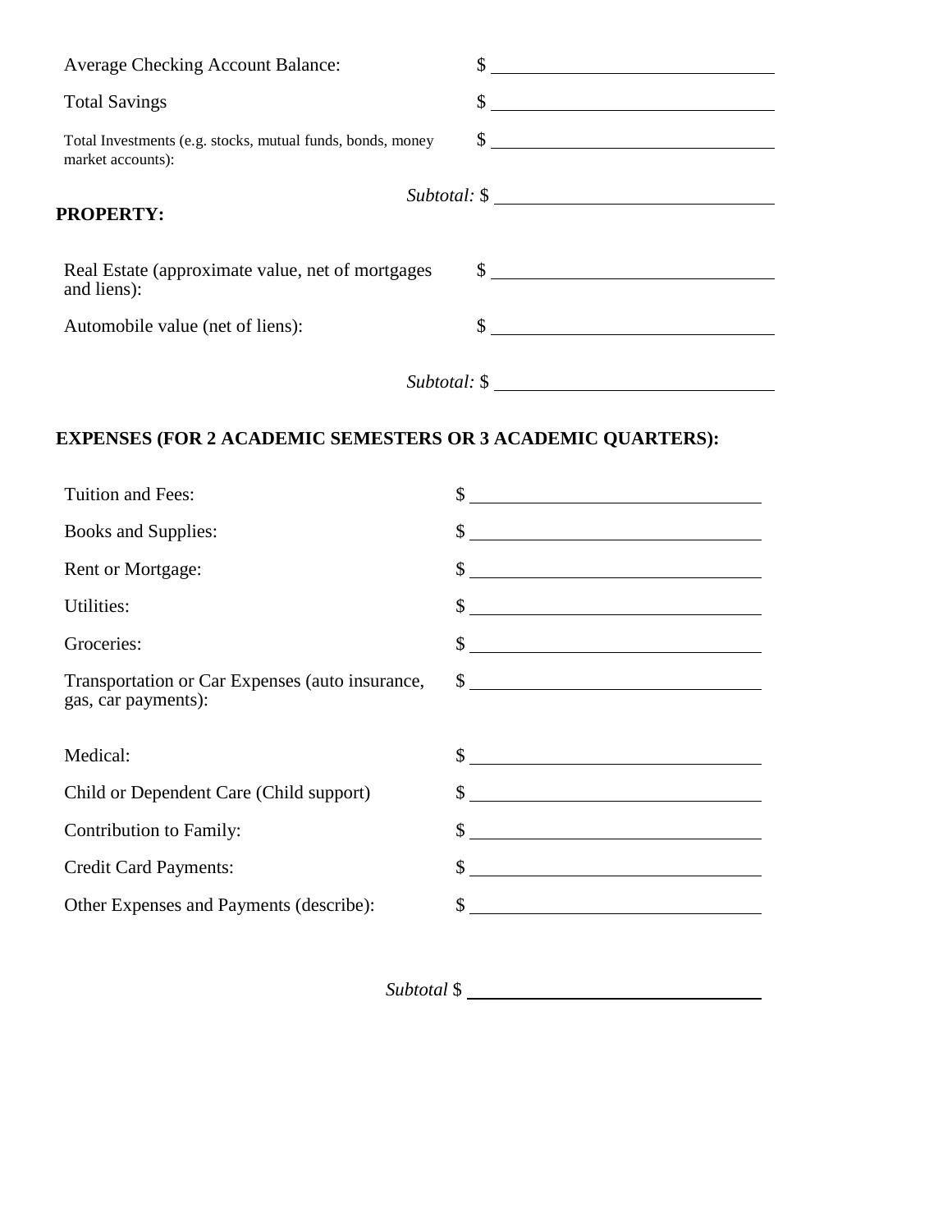Average Checking Account Balance: $ ______________________

Total Savings $ ______________________

Total Investments (e.g. stocks, mutual funds, bonds, money market accounts): $ ______________________

*Subtotal:* $ ______________________

**PROPERTY:**

Real Estate (approximate value, net of mortgages and liens): $ ______________________

Automobile value (net of liens): $ ______________________

*Subtotal:* $ ______________________

**EXPENSES (FOR 2 ACADEMIC SEMESTERS OR 3 ACADEMIC QUARTERS):**

Tuition and Fees: $ ______________________

Books and Supplies: $ ______________________

Rent or Mortgage: $ ______________________

Utilities: $ ______________________

Groceries: $ ______________________

Transportation or Car Expenses (auto insurance, gas, car payments): $ ______________________

Medical: $ ______________________

Child or Dependent Care (Child support) $ ______________________

Contribution to Family: $ ______________________

Credit Card Payments: $ ______________________

Other Expenses and Payments (describe): $ ______________________

*Subtotal* $ ______________________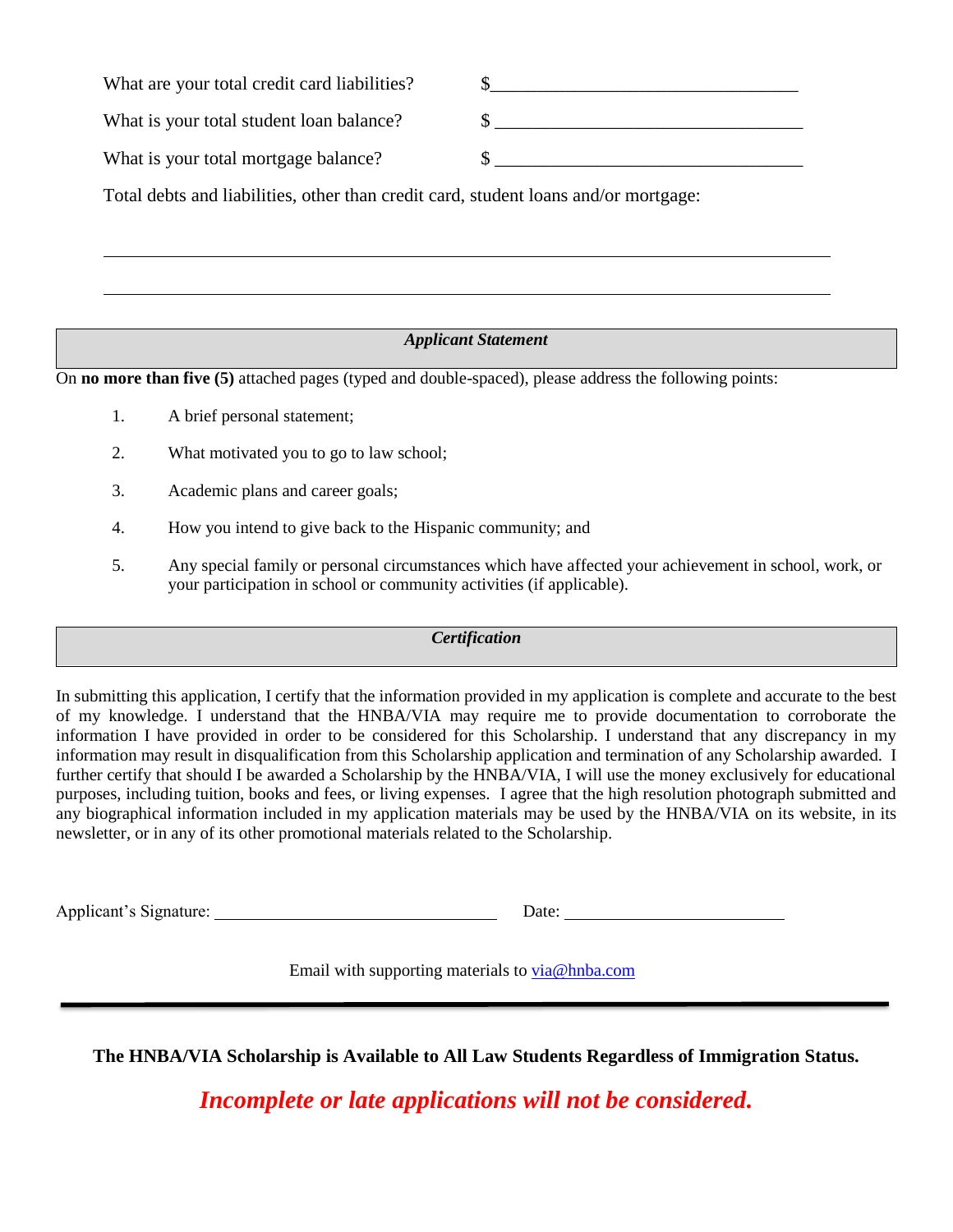What are your total credit card liabilities? $_______________________________

What is your total student loan balance? $ _______________________________

What is your total mortgage balance? $ _______________________________

Total debts and liabilities, other than credit card, student loans and/or mortgage:

_______________________________________________________________________________

_______________________________________________________________________________

### *Applicant Statement*

On **no more than five (5)** attached pages (typed and double-spaced), please address the following points:

1. A brief personal statement;
2. What motivated you to go to law school;
3. Academic plans and career goals;
4. How you intend to give back to the Hispanic community; and
5. Any special family or personal circumstances which have affected your achievement in school, work, or your participation in school or community activities (if applicable).

### *Certification*

In submitting this application, I certify that the information provided in my application is complete and accurate to the best of my knowledge. I understand that the HNBA/VIA may require me to provide documentation to corroborate the information I have provided in order to be considered for this Scholarship. I understand that any discrepancy in my information may result in disqualification from this Scholarship application and termination of any Scholarship awarded. I further certify that should I be awarded a Scholarship by the HNBA/VIA, I will use the money exclusively for educational purposes, including tuition, books and fees, or living expenses. I agree that the high resolution photograph submitted and any biographical information included in my application materials may be used by the HNBA/VIA on its website, in its newsletter, or in any of its other promotional materials related to the Scholarship.

Applicant's Signature: _______________________________ Date: _______________________

Email with supporting materials to [via@hnba.com](mailto:via@hnba.com)

---

**The HNBA/VIA Scholarship is Available to All Law Students Regardless of Immigration Status.**

***Incomplete or late applications will not be considered.***